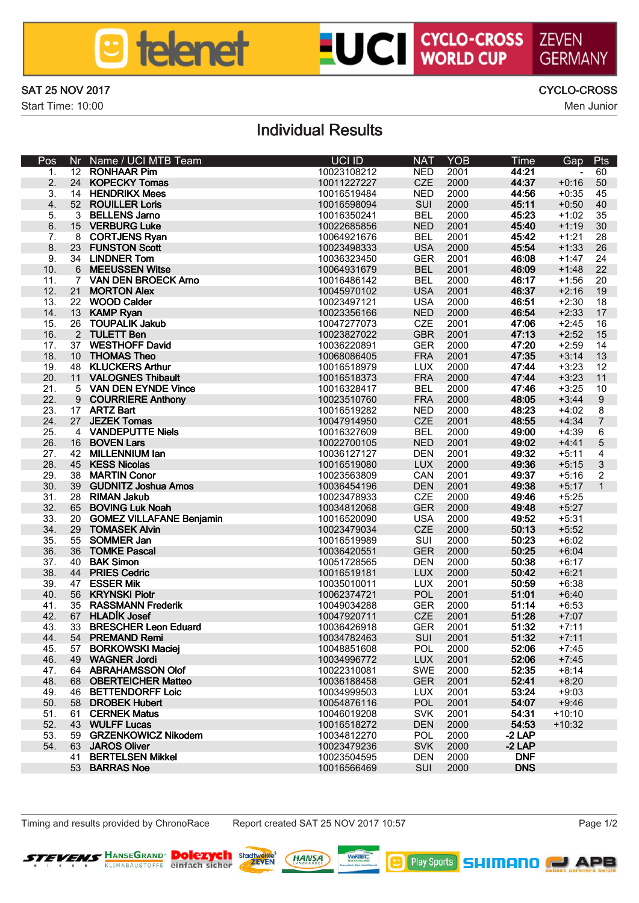telenet UCI CYCLO-CROSS WORLD CUP ZEVEN GERMANY

SAT 25 NOV 2017 — CYCLO-CROSS

Start Time: 10:00 — Men Junior

# Individual Results

| Pos | Nr | Name / UCI MTB Team | UCI ID | NAT | YOB | Time | Gap | Pts |
|---|---|---|---|---|---|---|---|---|
| 1. | 12 | RONHAAR Pim | 10023108212 | NED | 2001 | **44:21** | - | 60 |
| 2. | 24 | KOPECKY Tomas | 10011227227 | CZE | 2000 | **44:37** | +0:16 | 50 |
| 3. | 14 | HENDRIKX Mees | 10016519484 | NED | 2000 | **44:56** | +0:35 | 45 |
| 4. | 52 | ROUILLER Loris | 10016598094 | SUI | 2000 | **45:11** | +0:50 | 40 |
| 5. | 3 | BELLENS Jarno | 10016350241 | BEL | 2000 | **45:23** | +1:02 | 35 |
| 6. | 15 | VERBURG Luke | 10022685856 | NED | 2001 | **45:40** | +1:19 | 30 |
| 7. | 8 | CORTJENS Ryan | 10064921676 | BEL | 2001 | **45:42** | +1:21 | 28 |
| 8. | 23 | FUNSTON Scott | 10023498333 | USA | 2000 | **45:54** | +1:33 | 26 |
| 9. | 34 | LINDNER Tom | 10036323450 | GER | 2001 | **46:08** | +1:47 | 24 |
| 10. | 6 | MEEUSSEN Witse | 10064931679 | BEL | 2001 | **46:09** | +1:48 | 22 |
| 11. | 7 | VAN DEN BROECK Arno | 10016486142 | BEL | 2000 | **46:17** | +1:56 | 20 |
| 12. | 21 | MORTON Alex | 10045970102 | USA | 2001 | **46:37** | +2:16 | 19 |
| 13. | 22 | WOOD Calder | 10023497121 | USA | 2000 | **46:51** | +2:30 | 18 |
| 14. | 13 | KAMP Ryan | 10023356166 | NED | 2000 | **46:54** | +2:33 | 17 |
| 15. | 26 | TOUPALIK Jakub | 10047277073 | CZE | 2001 | **47:06** | +2:45 | 16 |
| 16. | 2 | TULETT Ben | 10023827022 | GBR | 2001 | **47:13** | +2:52 | 15 |
| 17. | 37 | WESTHOFF David | 10036220891 | GER | 2000 | **47:20** | +2:59 | 14 |
| 18. | 10 | THOMAS Theo | 10068086405 | FRA | 2001 | **47:35** | +3:14 | 13 |
| 19. | 48 | KLUCKERS Arthur | 10016518979 | LUX | 2000 | **47:44** | +3:23 | 12 |
| 20. | 11 | VALOGNES Thibault | 10016518373 | FRA | 2000 | **47:44** | +3:23 | 11 |
| 21. | 5 | VAN DEN EYNDE Vince | 10016328417 | BEL | 2000 | **47:46** | +3:25 | 10 |
| 22. | 9 | COURRIERE Anthony | 10023510760 | FRA | 2000 | **48:05** | +3:44 | 9 |
| 23. | 17 | ARTZ Bart | 10016519282 | NED | 2000 | **48:23** | +4:02 | 8 |
| 24. | 27 | JEZEK Tomas | 10047914950 | CZE | 2001 | **48:55** | +4:34 | 7 |
| 25. | 4 | VANDEPUTTE Niels | 10016327609 | BEL | 2000 | **49:00** | +4:39 | 6 |
| 26. | 16 | BOVEN Lars | 10022700105 | NED | 2001 | **49:02** | +4:41 | 5 |
| 27. | 42 | MILLENNIUM Ian | 10036127127 | DEN | 2001 | **49:32** | +5:11 | 4 |
| 28. | 45 | KESS Nicolas | 10016519080 | LUX | 2000 | **49:36** | +5:15 | 3 |
| 29. | 38 | MARTIN Conor | 10023563809 | CAN | 2001 | **49:37** | +5:16 | 2 |
| 30. | 39 | GUDNITZ Joshua Amos | 10036454196 | DEN | 2001 | **49:38** | +5:17 | 1 |
| 31. | 28 | RIMAN Jakub | 10023478933 | CZE | 2000 | **49:46** | +5:25 | |
| 32. | 65 | BOVING Luk Noah | 10034812068 | GER | 2000 | **49:48** | +5:27 | |
| 33. | 20 | GOMEZ VILLAFANE Benjamin | 10016520090 | USA | 2000 | **49:52** | +5:31 | |
| 34. | 29 | TOMASEK Alvin | 10023479034 | CZE | 2000 | **50:13** | +5:52 | |
| 35. | 55 | SOMMER Jan | 10016519989 | SUI | 2000 | **50:23** | +6:02 | |
| 36. | 36 | TOMKE Pascal | 10036420551 | GER | 2000 | **50:25** | +6:04 | |
| 37. | 40 | BAK Simon | 10051728565 | DEN | 2000 | **50:38** | +6:17 | |
| 38. | 44 | PRIES Cedric | 10016519181 | LUX | 2000 | **50:42** | +6:21 | |
| 39. | 47 | ESSER Mik | 10035010011 | LUX | 2001 | **50:59** | +6:38 | |
| 40. | 56 | KRYNSKI Piotr | 10062374721 | POL | 2001 | **51:01** | +6:40 | |
| 41. | 35 | RASSMANN Frederik | 10049034288 | GER | 2000 | **51:14** | +6:53 | |
| 42. | 67 | HLADÍK Josef | 10047920711 | CZE | 2001 | **51:28** | +7:07 | |
| 43. | 33 | BRESCHER Leon Eduard | 10036426918 | GER | 2001 | **51:32** | +7:11 | |
| 44. | 54 | PREMAND Remi | 10034782463 | SUI | 2001 | **51:32** | +7:11 | |
| 45. | 57 | BORKOWSKI Maciej | 10048851608 | POL | 2000 | **52:06** | +7:45 | |
| 46. | 49 | WAGNER Jordi | 10034996772 | LUX | 2001 | **52:06** | +7:45 | |
| 47. | 64 | ABRAHAMSSON Olof | 10022310081 | SWE | 2000 | **52:35** | +8:14 | |
| 48. | 68 | OBERTEICHER Matteo | 10036188458 | GER | 2001 | **52:41** | +8:20 | |
| 49. | 46 | BETTENDORFF Loic | 10034999503 | LUX | 2001 | **53:24** | +9:03 | |
| 50. | 58 | DROBEK Hubert | 10054876116 | POL | 2001 | **54:07** | +9:46 | |
| 51. | 61 | CERNEK Matus | 10046019208 | SVK | 2001 | **54:31** | +10:10 | |
| 52. | 43 | WULFF Lucas | 10016518272 | DEN | 2000 | **54:53** | +10:32 | |
| 53. | 59 | GRZENKOWICZ Nikodem | 10034812270 | POL | 2000 | **-2 LAP** | | |
| 54. | 63 | JAROS Oliver | 10023479236 | SVK | 2000 | **-2 LAP** | | |
| | 41 | BERTELSEN Mikkel | 10023504595 | DEN | 2000 | **DNF** | | |
| | 53 | BARRAS Noe | 10016566469 | SUI | 2000 | **DNS** | | |

Timing and results provided by ChronoRace — Report created SAT 25 NOV 2017 10:57

STEVENS BIKES · HanseGrand Klimabaustoffe · Dolezych einfach sicher · Stadtwerke Zeven · HANSA · WiTEC · Play Sports · SHIMANO · APB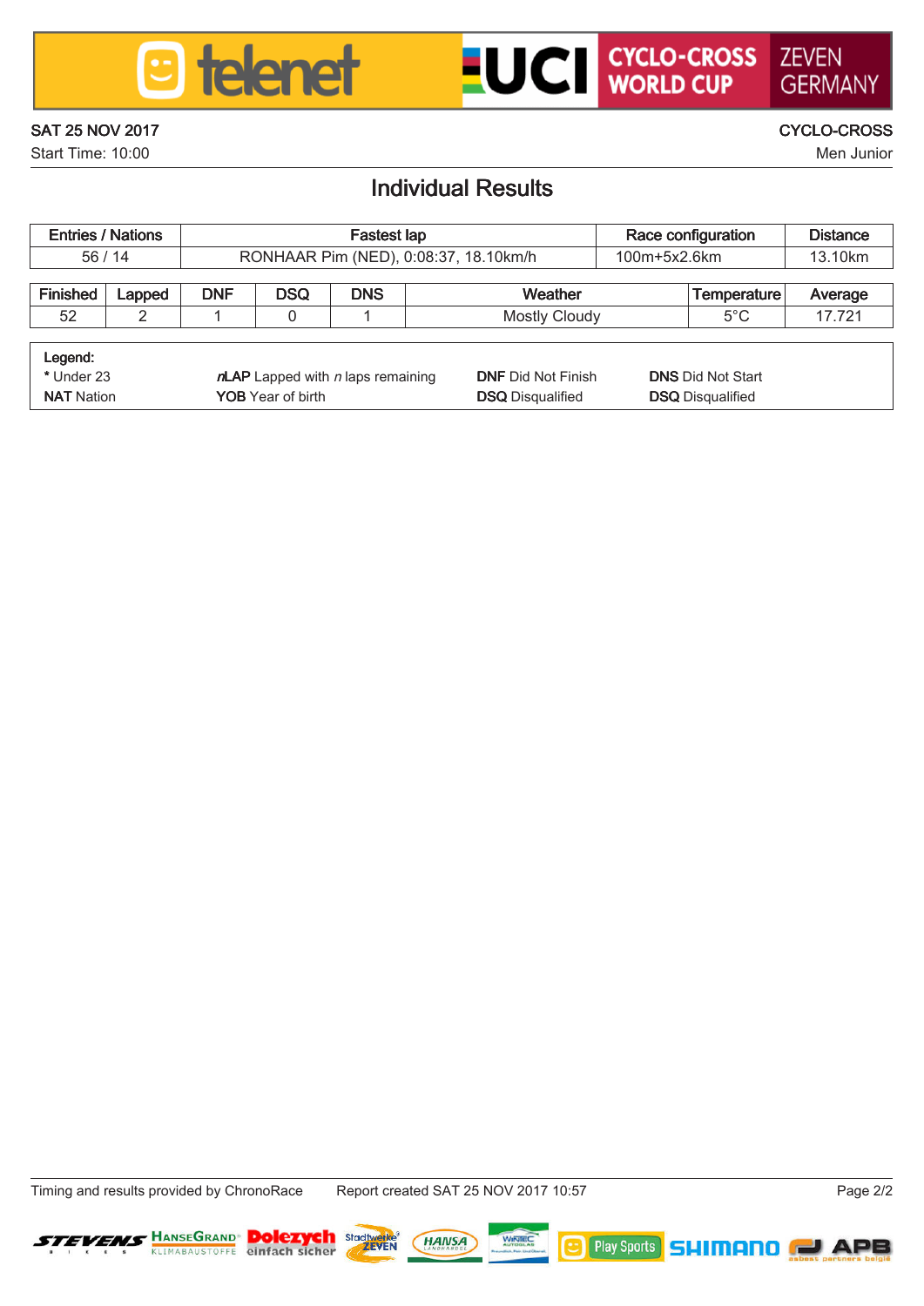SAT 25 NOV 2017

Start Time: 10:00

CYCLO-CROSS

Men Junior

# Individual Results

| Entries / Nations | Fastest lap | Race configuration | Distance |
|---|---|---|---|
| 56 / 14 | RONHAAR Pim (NED), 0:08:37, 18.10km/h | 100m+5x2.6km | 13.10km |

| Finished | Lapped | DNF | DSQ | DNS | Weather | Temperature | Average |
|---|---|---|---|---|---|---|---|
| 52 | 2 | 1 | 0 | 1 | Mostly Cloudy | 5°C | 17.721 |

**Legend:**

- * Under 23
- **NAT** Nation
- ***n*LAP** Lapped with *n* laps remaining
- **YOB** Year of birth
- **DNF** Did Not Finish
- **DSQ** Disqualified
- **DNS** Did Not Start
- **DSQ** Disqualified

Timing and results provided by ChronoRace     Report created SAT 25 NOV 2017 10:57